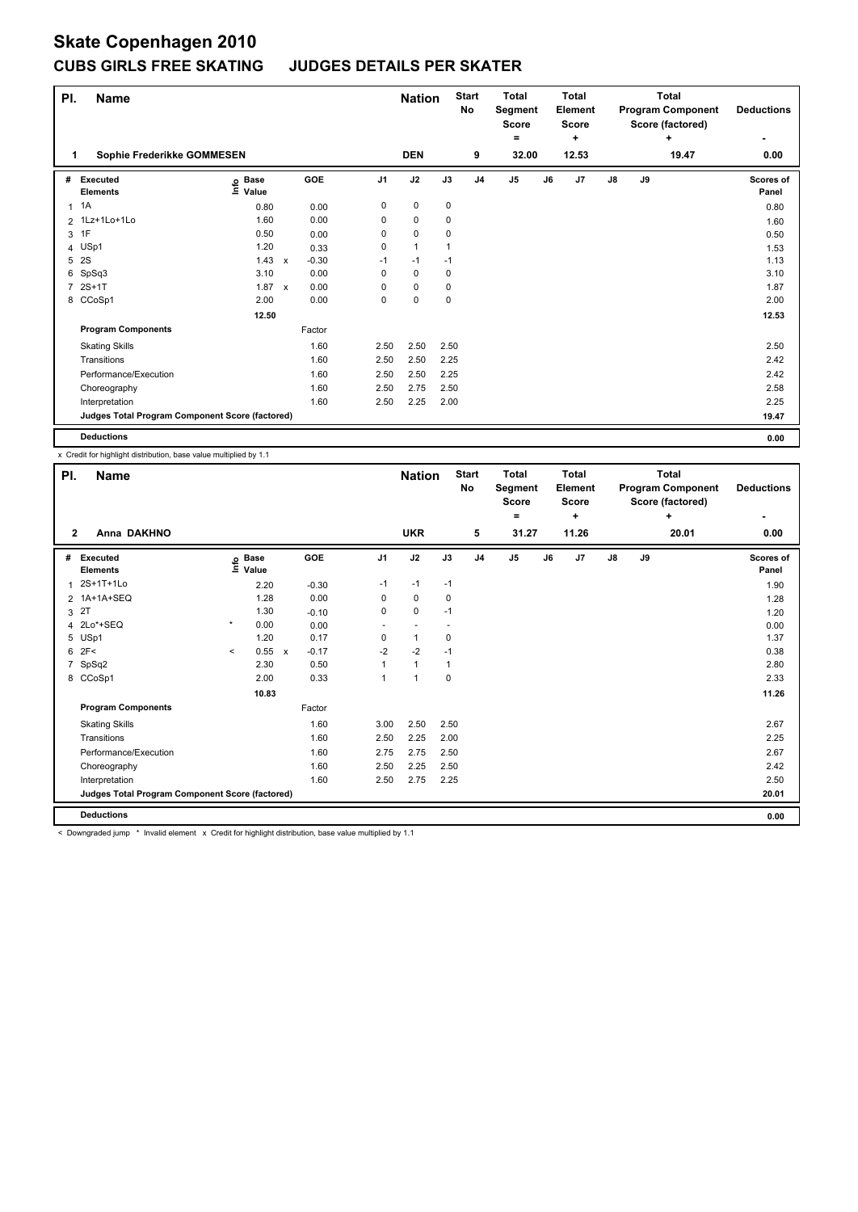# Skate Copenhagen 2010

## CUBS GIRLS FREE SKATING JUDGES DETAILS PER SKATER

| Pl. | Name | Nation | Start No | Total Segment Score = | Total Element Score + | Total Program Component Score (factored) + | Deductions - |
|---|---|---|---|---|---|---|---|
| 1 | Sophie Frederikke GOMMESEN | DEN | 9 | 32.00 | 12.53 | 19.47 | 0.00 |

| # | Executed Elements | Info | Base Value | | GOE | J1 | J2 | J3 | J4 | J5 | J6 | J7 | J8 | J9 | Scores of Panel |
|---|---|---|---|---|---|---|---|---|---|---|---|---|---|---|---|
| 1 | 1A | | 0.80 | | 0.00 | 0 | 0 | 0 | | | | | | | 0.80 |
| 2 | 1Lz+1Lo+1Lo | | 1.60 | | 0.00 | 0 | 0 | 0 | | | | | | | 1.60 |
| 3 | 1F | | 0.50 | | 0.00 | 0 | 0 | 0 | | | | | | | 0.50 |
| 4 | USp1 | | 1.20 | | 0.33 | 0 | 1 | 1 | | | | | | | 1.53 |
| 5 | 2S | | 1.43 | x | -0.30 | -1 | -1 | -1 | | | | | | | 1.13 |
| 6 | SpSq3 | | 3.10 | | 0.00 | 0 | 0 | 0 | | | | | | | 3.10 |
| 7 | 2S+1T | | 1.87 | x | 0.00 | 0 | 0 | 0 | | | | | | | 1.87 |
| 8 | CCoSp1 | | 2.00 | | 0.00 | 0 | 0 | 0 | | | | | | | 2.00 |
| | | | 12.50 | | | | | | | | | | | | 12.53 |
| | **Program Components** | | | | Factor | | | | | | | | | | |
| | Skating Skills | | | | 1.60 | 2.50 | 2.50 | 2.50 | | | | | | | 2.50 |
| | Transitions | | | | 1.60 | 2.50 | 2.50 | 2.25 | | | | | | | 2.42 |
| | Performance/Execution | | | | 1.60 | 2.50 | 2.50 | 2.25 | | | | | | | 2.42 |
| | Choreography | | | | 1.60 | 2.50 | 2.75 | 2.50 | | | | | | | 2.58 |
| | Interpretation | | | | 1.60 | 2.50 | 2.25 | 2.00 | | | | | | | 2.25 |
| | **Judges Total Program Component Score (factored)** | | | | | | | | | | | | | | 19.47 |
| | **Deductions** | | | | | | | | | | | | | | 0.00 |

x Credit for highlight distribution, base value multiplied by 1.1

| Pl. | Name | Nation | Start No | Total Segment Score = | Total Element Score + | Total Program Component Score (factored) + | Deductions - |
|---|---|---|---|---|---|---|---|
| 2 | Anna DAKHNO | UKR | 5 | 31.27 | 11.26 | 20.01 | 0.00 |

| # | Executed Elements | Info | Base Value | | GOE | J1 | J2 | J3 | J4 | J5 | J6 | J7 | J8 | J9 | Scores of Panel |
|---|---|---|---|---|---|---|---|---|---|---|---|---|---|---|---|
| 1 | 2S+1T+1Lo | | 2.20 | | -0.30 | -1 | -1 | -1 | | | | | | | 1.90 |
| 2 | 1A+1A+SEQ | | 1.28 | | 0.00 | 0 | 0 | 0 | | | | | | | 1.28 |
| 3 | 2T | | 1.30 | | -0.10 | 0 | 0 | -1 | | | | | | | 1.20 |
| 4 | 2Lo*+SEQ | * | 0.00 | | 0.00 | - | - | - | | | | | | | 0.00 |
| 5 | USp1 | | 1.20 | | 0.17 | 0 | 1 | 0 | | | | | | | 1.37 |
| 6 | 2F< | < | 0.55 | x | -0.17 | -2 | -2 | -1 | | | | | | | 0.38 |
| 7 | SpSq2 | | 2.30 | | 0.50 | 1 | 1 | 1 | | | | | | | 2.80 |
| 8 | CCoSp1 | | 2.00 | | 0.33 | 1 | 1 | 0 | | | | | | | 2.33 |
| | | | 10.83 | | | | | | | | | | | | 11.26 |
| | **Program Components** | | | | Factor | | | | | | | | | | |
| | Skating Skills | | | | 1.60 | 3.00 | 2.50 | 2.50 | | | | | | | 2.67 |
| | Transitions | | | | 1.60 | 2.50 | 2.25 | 2.00 | | | | | | | 2.25 |
| | Performance/Execution | | | | 1.60 | 2.75 | 2.75 | 2.50 | | | | | | | 2.67 |
| | Choreography | | | | 1.60 | 2.50 | 2.25 | 2.50 | | | | | | | 2.42 |
| | Interpretation | | | | 1.60 | 2.50 | 2.75 | 2.25 | | | | | | | 2.50 |
| | **Judges Total Program Component Score (factored)** | | | | | | | | | | | | | | 20.01 |
| | **Deductions** | | | | | | | | | | | | | | 0.00 |

< Downgraded jump * Invalid element x Credit for highlight distribution, base value multiplied by 1.1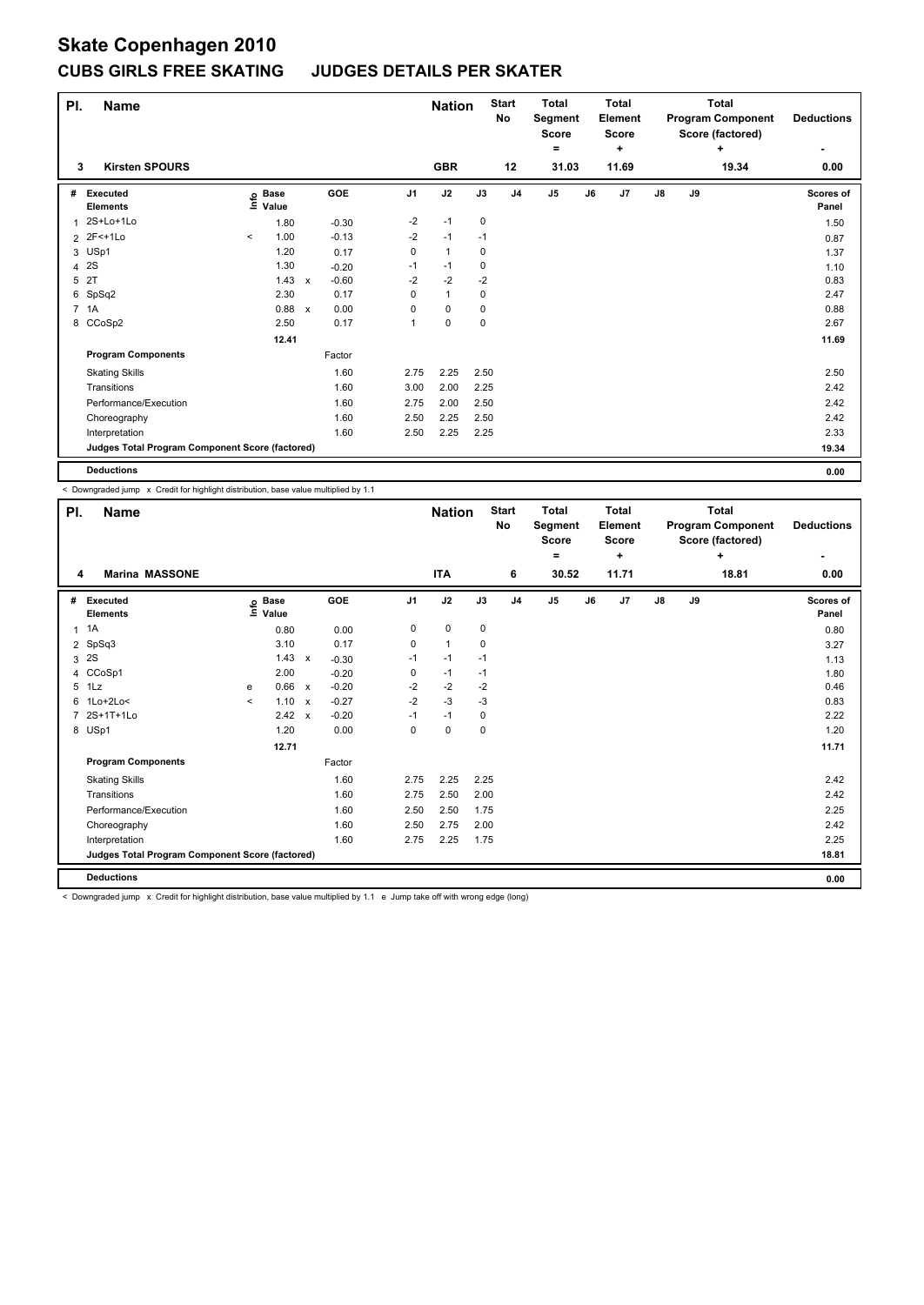# Skate Copenhagen 2010

## CUBS GIRLS FREE SKATING JUDGES DETAILS PER SKATER

| Pl. | Name | Nation | Start No | Total Segment Score = | Total Element Score + | Total Program Component Score (factored) + | Deductions - |
|---|---|---|---|---|---|---|---|
| 3 | Kirsten SPOURS | GBR | 12 | 31.03 | 11.69 | 19.34 | 0.00 |

| # | Executed Elements | Info | Base Value | | GOE | J1 | J2 | J3 | J4 | J5 | J6 | J7 | J8 | J9 | Scores of Panel |
|---|---|---|---|---|---|---|---|---|---|---|---|---|---|---|---|
| 1 | 2S+Lo+1Lo | | 1.80 | | -0.30 | -2 | -1 | 0 | | | | | | | 1.50 |
| 2 | 2F<+1Lo | < | 1.00 | | -0.13 | -2 | -1 | -1 | | | | | | | 0.87 |
| 3 | USp1 | | 1.20 | | 0.17 | 0 | 1 | 0 | | | | | | | 1.37 |
| 4 | 2S | | 1.30 | | -0.20 | -1 | -1 | 0 | | | | | | | 1.10 |
| 5 | 2T | | 1.43 | x | -0.60 | -2 | -2 | -2 | | | | | | | 0.83 |
| 6 | SpSq2 | | 2.30 | | 0.17 | 0 | 1 | 0 | | | | | | | 2.47 |
| 7 | 1A | | 0.88 | x | 0.00 | 0 | 0 | 0 | | | | | | | 0.88 |
| 8 | CCoSp2 | | 2.50 | | 0.17 | 1 | 0 | 0 | | | | | | | 2.67 |
| | | | 12.41 | | | | | | | | | | | | 11.69 |
| | **Program Components** | | | | Factor | | | | | | | | | | |
| | Skating Skills | | | | 1.60 | 2.75 | 2.25 | 2.50 | | | | | | | 2.50 |
| | Transitions | | | | 1.60 | 3.00 | 2.00 | 2.25 | | | | | | | 2.42 |
| | Performance/Execution | | | | 1.60 | 2.75 | 2.00 | 2.50 | | | | | | | 2.42 |
| | Choreography | | | | 1.60 | 2.50 | 2.25 | 2.50 | | | | | | | 2.42 |
| | Interpretation | | | | 1.60 | 2.50 | 2.25 | 2.25 | | | | | | | 2.33 |
| | **Judges Total Program Component Score (factored)** | | | | | | | | | | | | | | 19.34 |
| | **Deductions** | | | | | | | | | | | | | | 0.00 |

< Downgraded jump x Credit for highlight distribution, base value multiplied by 1.1

| Pl. | Name | Nation | Start No | Total Segment Score = | Total Element Score + | Total Program Component Score (factored) + | Deductions - |
|---|---|---|---|---|---|---|---|
| 4 | Marina MASSONE | ITA | 6 | 30.52 | 11.71 | 18.81 | 0.00 |

| # | Executed Elements | Info | Base Value | | GOE | J1 | J2 | J3 | J4 | J5 | J6 | J7 | J8 | J9 | Scores of Panel |
|---|---|---|---|---|---|---|---|---|---|---|---|---|---|---|---|
| 1 | 1A | | 0.80 | | 0.00 | 0 | 0 | 0 | | | | | | | 0.80 |
| 2 | SpSq3 | | 3.10 | | 0.17 | 0 | 1 | 0 | | | | | | | 3.27 |
| 3 | 2S | | 1.43 | x | -0.30 | -1 | -1 | -1 | | | | | | | 1.13 |
| 4 | CCoSp1 | | 2.00 | | -0.20 | 0 | -1 | -1 | | | | | | | 1.80 |
| 5 | 1Lz | e | 0.66 | x | -0.20 | -2 | -2 | -2 | | | | | | | 0.46 |
| 6 | 1Lo+2Lo< | < | 1.10 | x | -0.27 | -2 | -3 | -3 | | | | | | | 0.83 |
| 7 | 2S+1T+1Lo | | 2.42 | x | -0.20 | -1 | -1 | 0 | | | | | | | 2.22 |
| 8 | USp1 | | 1.20 | | 0.00 | 0 | 0 | 0 | | | | | | | 1.20 |
| | | | 12.71 | | | | | | | | | | | | 11.71 |
| | **Program Components** | | | | Factor | | | | | | | | | | |
| | Skating Skills | | | | 1.60 | 2.75 | 2.25 | 2.25 | | | | | | | 2.42 |
| | Transitions | | | | 1.60 | 2.75 | 2.50 | 2.00 | | | | | | | 2.42 |
| | Performance/Execution | | | | 1.60 | 2.50 | 2.50 | 1.75 | | | | | | | 2.25 |
| | Choreography | | | | 1.60 | 2.50 | 2.75 | 2.00 | | | | | | | 2.42 |
| | Interpretation | | | | 1.60 | 2.75 | 2.25 | 1.75 | | | | | | | 2.25 |
| | **Judges Total Program Component Score (factored)** | | | | | | | | | | | | | | 18.81 |
| | **Deductions** | | | | | | | | | | | | | | 0.00 |

< Downgraded jump x Credit for highlight distribution, base value multiplied by 1.1 e Jump take off with wrong edge (long)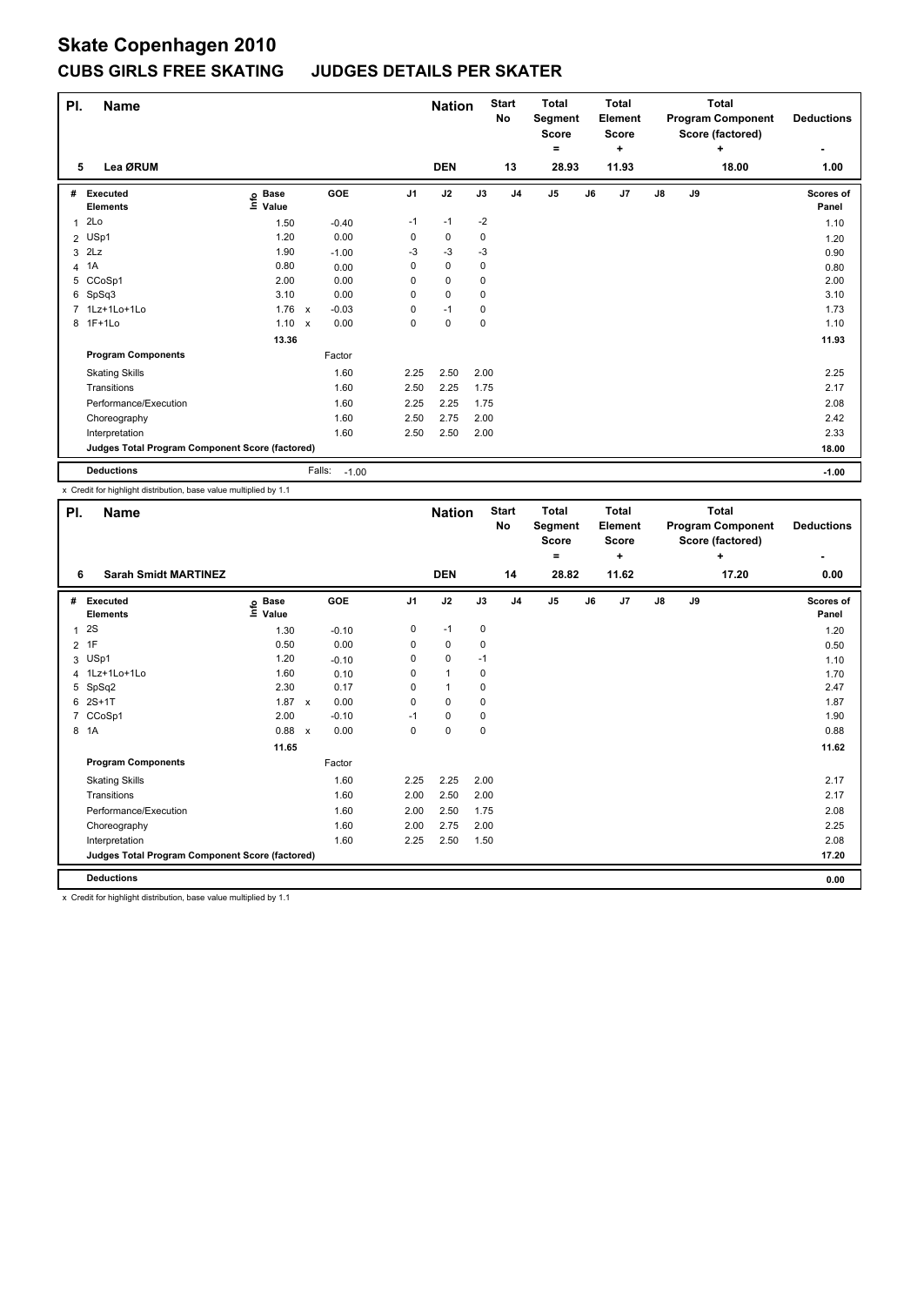# Skate Copenhagen 2010

## CUBS GIRLS FREE SKATING JUDGES DETAILS PER SKATER

| Pl. | Name | Nation | Start No | Total Segment Score = | Total Element Score + | Total Program Component Score (factored) + | Deductions - |
|---|---|---|---|---|---|---|---|
| 5 | Lea ØRUM | DEN | 13 | 28.93 | 11.93 | 18.00 | 1.00 |

| # | Executed Elements | Info | Base Value | | GOE | J1 | J2 | J3 | J4 | J5 | J6 | J7 | J8 | J9 | Scores of Panel |
|---|---|---|---|---|---|---|---|---|---|---|---|---|---|---|---|
| 1 | 2Lo | | 1.50 | | -0.40 | -1 | -1 | -2 | | | | | | | 1.10 |
| 2 | USp1 | | 1.20 | | 0.00 | 0 | 0 | 0 | | | | | | | 1.20 |
| 3 | 2Lz | | 1.90 | | -1.00 | -3 | -3 | -3 | | | | | | | 0.90 |
| 4 | 1A | | 0.80 | | 0.00 | 0 | 0 | 0 | | | | | | | 0.80 |
| 5 | CCoSp1 | | 2.00 | | 0.00 | 0 | 0 | 0 | | | | | | | 2.00 |
| 6 | SpSq3 | | 3.10 | | 0.00 | 0 | 0 | 0 | | | | | | | 3.10 |
| 7 | 1Lz+1Lo+1Lo | | 1.76 | x | -0.03 | 0 | -1 | 0 | | | | | | | 1.73 |
| 8 | 1F+1Lo | | 1.10 | x | 0.00 | 0 | 0 | 0 | | | | | | | 1.10 |
| | | | 13.36 | | | | | | | | | | | | 11.93 |
| | **Program Components** | | | | Factor | | | | | | | | | | |
| | Skating Skills | | | | 1.60 | 2.25 | 2.50 | 2.00 | | | | | | | 2.25 |
| | Transitions | | | | 1.60 | 2.50 | 2.25 | 1.75 | | | | | | | 2.17 |
| | Performance/Execution | | | | 1.60 | 2.25 | 2.25 | 1.75 | | | | | | | 2.08 |
| | Choreography | | | | 1.60 | 2.50 | 2.75 | 2.00 | | | | | | | 2.42 |
| | Interpretation | | | | 1.60 | 2.50 | 2.50 | 2.00 | | | | | | | 2.33 |
| | **Judges Total Program Component Score (factored)** | | | | | | | | | | | | | | 18.00 |
| | **Deductions** | | | | Falls: -1.00 | | | | | | | | | | -1.00 |

x Credit for highlight distribution, base value multiplied by 1.1

| Pl. | Name | Nation | Start No | Total Segment Score = | Total Element Score + | Total Program Component Score (factored) + | Deductions - |
|---|---|---|---|---|---|---|---|
| 6 | Sarah Smidt MARTINEZ | DEN | 14 | 28.82 | 11.62 | 17.20 | 0.00 |

| # | Executed Elements | Info | Base Value | | GOE | J1 | J2 | J3 | J4 | J5 | J6 | J7 | J8 | J9 | Scores of Panel |
|---|---|---|---|---|---|---|---|---|---|---|---|---|---|---|---|
| 1 | 2S | | 1.30 | | -0.10 | 0 | -1 | 0 | | | | | | | 1.20 |
| 2 | 1F | | 0.50 | | 0.00 | 0 | 0 | 0 | | | | | | | 0.50 |
| 3 | USp1 | | 1.20 | | -0.10 | 0 | 0 | -1 | | | | | | | 1.10 |
| 4 | 1Lz+1Lo+1Lo | | 1.60 | | 0.10 | 0 | 1 | 0 | | | | | | | 1.70 |
| 5 | SpSq2 | | 2.30 | | 0.17 | 0 | 1 | 0 | | | | | | | 2.47 |
| 6 | 2S+1T | | 1.87 | x | 0.00 | 0 | 0 | 0 | | | | | | | 1.87 |
| 7 | CCoSp1 | | 2.00 | | -0.10 | -1 | 0 | 0 | | | | | | | 1.90 |
| 8 | 1A | | 0.88 | x | 0.00 | 0 | 0 | 0 | | | | | | | 0.88 |
| | | | 11.65 | | | | | | | | | | | | 11.62 |
| | **Program Components** | | | | Factor | | | | | | | | | | |
| | Skating Skills | | | | 1.60 | 2.25 | 2.25 | 2.00 | | | | | | | 2.17 |
| | Transitions | | | | 1.60 | 2.00 | 2.50 | 2.00 | | | | | | | 2.17 |
| | Performance/Execution | | | | 1.60 | 2.00 | 2.50 | 1.75 | | | | | | | 2.08 |
| | Choreography | | | | 1.60 | 2.00 | 2.75 | 2.00 | | | | | | | 2.25 |
| | Interpretation | | | | 1.60 | 2.25 | 2.50 | 1.50 | | | | | | | 2.08 |
| | **Judges Total Program Component Score (factored)** | | | | | | | | | | | | | | 17.20 |
| | **Deductions** | | | | | | | | | | | | | | 0.00 |

x Credit for highlight distribution, base value multiplied by 1.1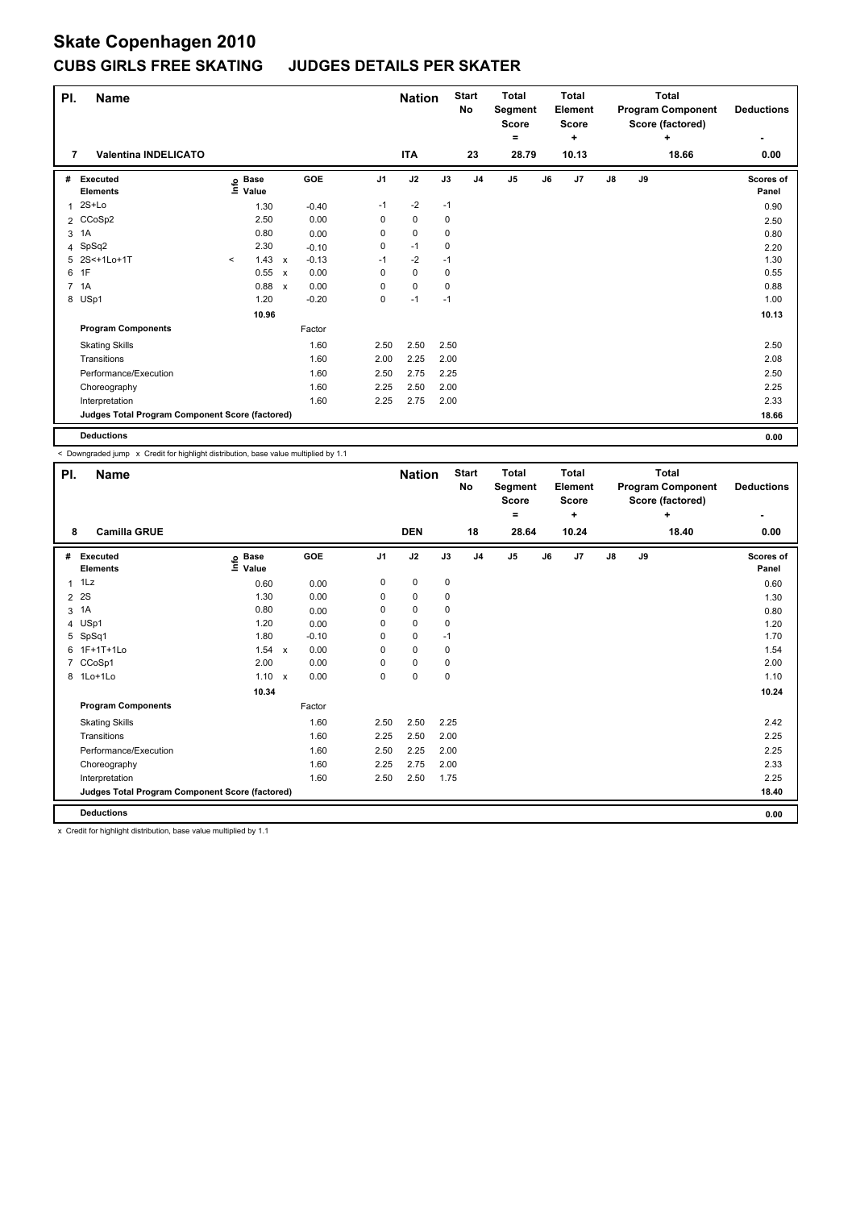# Skate Copenhagen 2010

## CUBS GIRLS FREE SKATING JUDGES DETAILS PER SKATER

| Pl. | Name | Nation | Start No | Total Segment Score = | Total Element Score + | Total Program Component Score (factored) + | Deductions - |
|---|---|---|---|---|---|---|---|
| 7 | Valentina INDELICATO | ITA | 23 | 28.79 | 10.13 | 18.66 | 0.00 |

| # | Executed Elements | Info | Base Value | | GOE | J1 | J2 | J3 | J4 | J5 | J6 | J7 | J8 | J9 | Scores of Panel |
|---|---|---|---|---|---|---|---|---|---|---|---|---|---|---|---|
| 1 | 2S+Lo | | 1.30 | | -0.40 | -1 | -2 | -1 | | | | | | | 0.90 |
| 2 | CCoSp2 | | 2.50 | | 0.00 | 0 | 0 | 0 | | | | | | | 2.50 |
| 3 | 1A | | 0.80 | | 0.00 | 0 | 0 | 0 | | | | | | | 0.80 |
| 4 | SpSq2 | | 2.30 | | -0.10 | 0 | -1 | 0 | | | | | | | 2.20 |
| 5 | 2S<+1Lo+1T | < | 1.43 | x | -0.13 | -1 | -2 | -1 | | | | | | | 1.30 |
| 6 | 1F | | 0.55 | x | 0.00 | 0 | 0 | 0 | | | | | | | 0.55 |
| 7 | 1A | | 0.88 | x | 0.00 | 0 | 0 | 0 | | | | | | | 0.88 |
| 8 | USp1 | | 1.20 | | -0.20 | 0 | -1 | -1 | | | | | | | 1.00 |
| | | | 10.96 | | | | | | | | | | | | 10.13 |
| | **Program Components** | | | | Factor | | | | | | | | | | |
| | Skating Skills | | | | 1.60 | 2.50 | 2.50 | 2.50 | | | | | | | 2.50 |
| | Transitions | | | | 1.60 | 2.00 | 2.25 | 2.00 | | | | | | | 2.08 |
| | Performance/Execution | | | | 1.60 | 2.50 | 2.75 | 2.25 | | | | | | | 2.50 |
| | Choreography | | | | 1.60 | 2.25 | 2.50 | 2.00 | | | | | | | 2.25 |
| | Interpretation | | | | 1.60 | 2.25 | 2.75 | 2.00 | | | | | | | 2.33 |
| | **Judges Total Program Component Score (factored)** | | | | | | | | | | | | | | 18.66 |
| | **Deductions** | | | | | | | | | | | | | | 0.00 |

< Downgraded jump x Credit for highlight distribution, base value multiplied by 1.1

| Pl. | Name | Nation | Start No | Total Segment Score = | Total Element Score + | Total Program Component Score (factored) + | Deductions - |
|---|---|---|---|---|---|---|---|
| 8 | Camilla GRUE | DEN | 18 | 28.64 | 10.24 | 18.40 | 0.00 |

| # | Executed Elements | Info | Base Value | | GOE | J1 | J2 | J3 | J4 | J5 | J6 | J7 | J8 | J9 | Scores of Panel |
|---|---|---|---|---|---|---|---|---|---|---|---|---|---|---|---|
| 1 | 1Lz | | 0.60 | | 0.00 | 0 | 0 | 0 | | | | | | | 0.60 |
| 2 | 2S | | 1.30 | | 0.00 | 0 | 0 | 0 | | | | | | | 1.30 |
| 3 | 1A | | 0.80 | | 0.00 | 0 | 0 | 0 | | | | | | | 0.80 |
| 4 | USp1 | | 1.20 | | 0.00 | 0 | 0 | 0 | | | | | | | 1.20 |
| 5 | SpSq1 | | 1.80 | | -0.10 | 0 | 0 | -1 | | | | | | | 1.70 |
| 6 | 1F+1T+1Lo | | 1.54 | x | 0.00 | 0 | 0 | 0 | | | | | | | 1.54 |
| 7 | CCoSp1 | | 2.00 | | 0.00 | 0 | 0 | 0 | | | | | | | 2.00 |
| 8 | 1Lo+1Lo | | 1.10 | x | 0.00 | 0 | 0 | 0 | | | | | | | 1.10 |
| | | | 10.34 | | | | | | | | | | | | 10.24 |
| | **Program Components** | | | | Factor | | | | | | | | | | |
| | Skating Skills | | | | 1.60 | 2.50 | 2.50 | 2.25 | | | | | | | 2.42 |
| | Transitions | | | | 1.60 | 2.25 | 2.50 | 2.00 | | | | | | | 2.25 |
| | Performance/Execution | | | | 1.60 | 2.50 | 2.25 | 2.00 | | | | | | | 2.25 |
| | Choreography | | | | 1.60 | 2.25 | 2.75 | 2.00 | | | | | | | 2.33 |
| | Interpretation | | | | 1.60 | 2.50 | 2.50 | 1.75 | | | | | | | 2.25 |
| | **Judges Total Program Component Score (factored)** | | | | | | | | | | | | | | 18.40 |
| | **Deductions** | | | | | | | | | | | | | | 0.00 |

x Credit for highlight distribution, base value multiplied by 1.1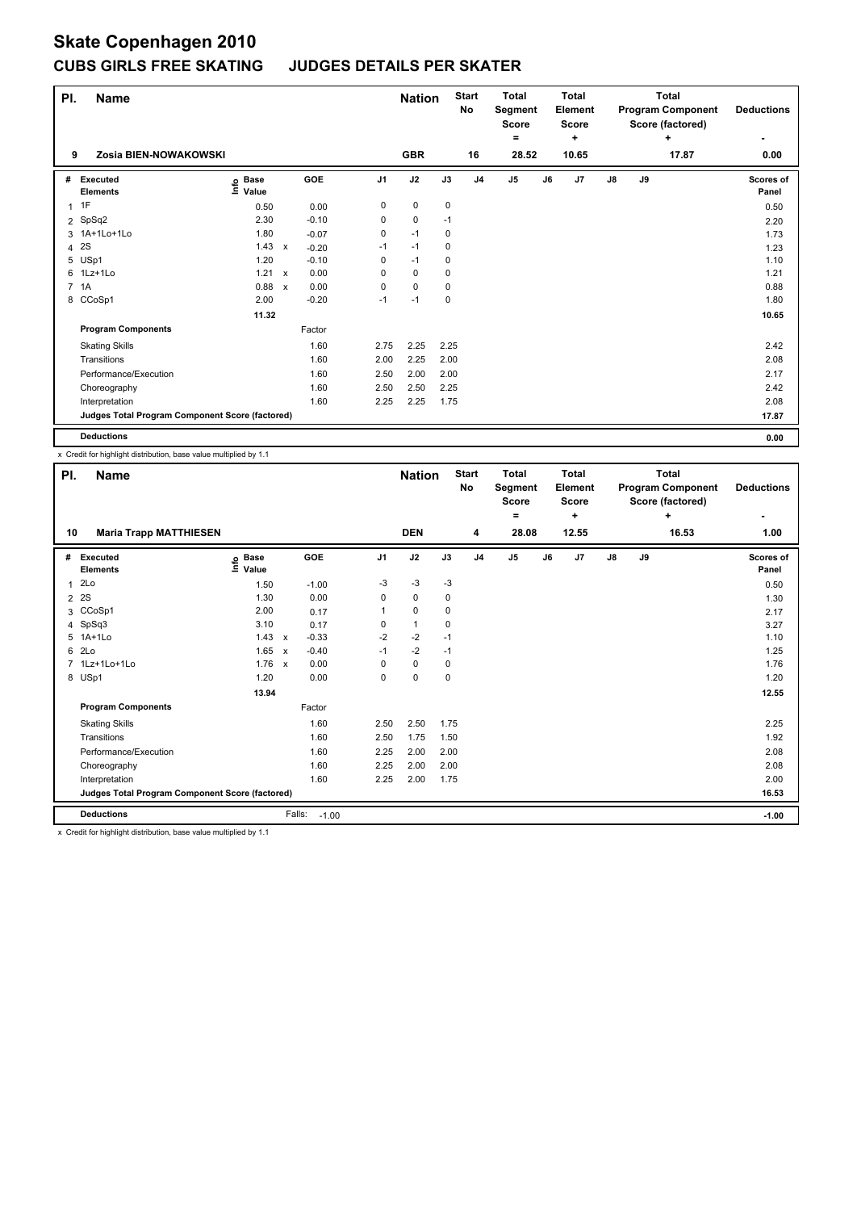# Skate Copenhagen 2010

## CUBS GIRLS FREE SKATING JUDGES DETAILS PER SKATER

| Pl. | Name | Nation | Start No | Total Segment Score = | Total Element Score + | Total Program Component Score (factored) + | Deductions - |
|---|---|---|---|---|---|---|---|
| 9 | Zosia BIEN-NOWAKOWSKI | GBR | 16 | 28.52 | 10.65 | 17.87 | 0.00 |

| # | Executed Elements | Info | Base Value | | GOE | J1 | J2 | J3 | J4 | J5 | J6 | J7 | J8 | J9 | Scores of Panel |
|---|---|---|---|---|---|---|---|---|---|---|---|---|---|---|---|
| 1 | 1F | | 0.50 | | 0.00 | 0 | 0 | 0 | | | | | | | 0.50 |
| 2 | SpSq2 | | 2.30 | | -0.10 | 0 | 0 | -1 | | | | | | | 2.20 |
| 3 | 1A+1Lo+1Lo | | 1.80 | | -0.07 | 0 | -1 | 0 | | | | | | | 1.73 |
| 4 | 2S | | 1.43 | x | -0.20 | -1 | -1 | 0 | | | | | | | 1.23 |
| 5 | USp1 | | 1.20 | | -0.10 | 0 | -1 | 0 | | | | | | | 1.10 |
| 6 | 1Lz+1Lo | | 1.21 | x | 0.00 | 0 | 0 | 0 | | | | | | | 1.21 |
| 7 | 1A | | 0.88 | x | 0.00 | 0 | 0 | 0 | | | | | | | 0.88 |
| 8 | CCoSp1 | | 2.00 | | -0.20 | -1 | -1 | 0 | | | | | | | 1.80 |
| | | | 11.32 | | | | | | | | | | | | 10.65 |
| | **Program Components** | | | | Factor | | | | | | | | | | |
| | Skating Skills | | | | 1.60 | 2.75 | 2.25 | 2.25 | | | | | | | 2.42 |
| | Transitions | | | | 1.60 | 2.00 | 2.25 | 2.00 | | | | | | | 2.08 |
| | Performance/Execution | | | | 1.60 | 2.50 | 2.00 | 2.00 | | | | | | | 2.17 |
| | Choreography | | | | 1.60 | 2.50 | 2.50 | 2.25 | | | | | | | 2.42 |
| | Interpretation | | | | 1.60 | 2.25 | 2.25 | 1.75 | | | | | | | 2.08 |
| | **Judges Total Program Component Score (factored)** | | | | | | | | | | | | | | 17.87 |
| | **Deductions** | | | | | | | | | | | | | | 0.00 |

x Credit for highlight distribution, base value multiplied by 1.1

| Pl. | Name | Nation | Start No | Total Segment Score = | Total Element Score + | Total Program Component Score (factored) + | Deductions - |
|---|---|---|---|---|---|---|---|
| 10 | Maria Trapp MATTHIESEN | DEN | 4 | 28.08 | 12.55 | 16.53 | 1.00 |

| # | Executed Elements | Info | Base Value | | GOE | J1 | J2 | J3 | J4 | J5 | J6 | J7 | J8 | J9 | Scores of Panel |
|---|---|---|---|---|---|---|---|---|---|---|---|---|---|---|---|
| 1 | 2Lo | | 1.50 | | -1.00 | -3 | -3 | -3 | | | | | | | 0.50 |
| 2 | 2S | | 1.30 | | 0.00 | 0 | 0 | 0 | | | | | | | 1.30 |
| 3 | CCoSp1 | | 2.00 | | 0.17 | 1 | 0 | 0 | | | | | | | 2.17 |
| 4 | SpSq3 | | 3.10 | | 0.17 | 0 | 1 | 0 | | | | | | | 3.27 |
| 5 | 1A+1Lo | | 1.43 | x | -0.33 | -2 | -2 | -1 | | | | | | | 1.10 |
| 6 | 2Lo | | 1.65 | x | -0.40 | -1 | -2 | -1 | | | | | | | 1.25 |
| 7 | 1Lz+1Lo+1Lo | | 1.76 | x | 0.00 | 0 | 0 | 0 | | | | | | | 1.76 |
| 8 | USp1 | | 1.20 | | 0.00 | 0 | 0 | 0 | | | | | | | 1.20 |
| | | | 13.94 | | | | | | | | | | | | 12.55 |
| | **Program Components** | | | | Factor | | | | | | | | | | |
| | Skating Skills | | | | 1.60 | 2.50 | 2.50 | 1.75 | | | | | | | 2.25 |
| | Transitions | | | | 1.60 | 2.50 | 1.75 | 1.50 | | | | | | | 1.92 |
| | Performance/Execution | | | | 1.60 | 2.25 | 2.00 | 2.00 | | | | | | | 2.08 |
| | Choreography | | | | 1.60 | 2.25 | 2.00 | 2.00 | | | | | | | 2.08 |
| | Interpretation | | | | 1.60 | 2.25 | 2.00 | 1.75 | | | | | | | 2.00 |
| | **Judges Total Program Component Score (factored)** | | | | | | | | | | | | | | 16.53 |
| | **Deductions** | | | | Falls: -1.00 | | | | | | | | | | -1.00 |

x Credit for highlight distribution, base value multiplied by 1.1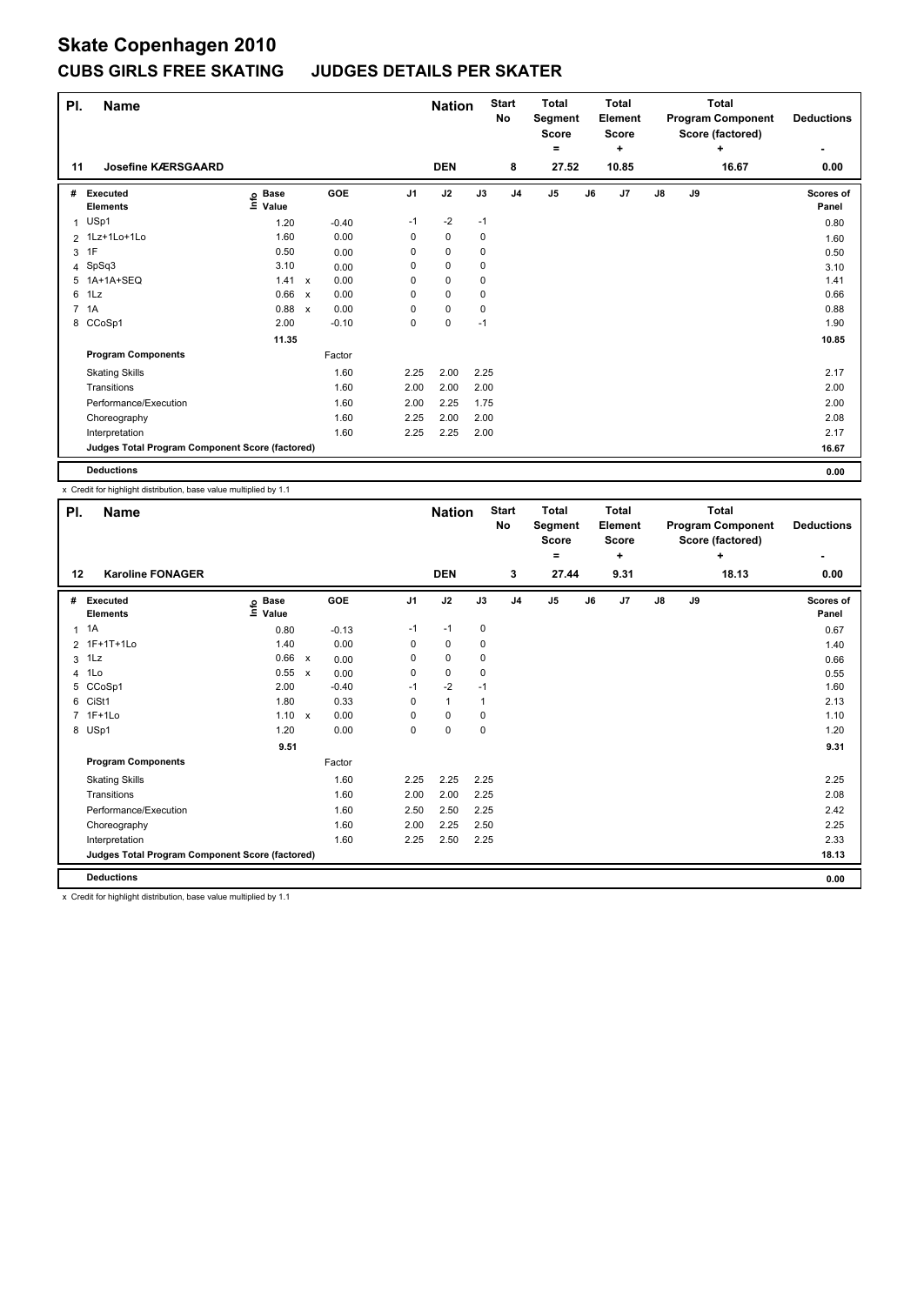# Skate Copenhagen 2010

## CUBS GIRLS FREE SKATING JUDGES DETAILS PER SKATER

| Pl. | Name | Nation | Start No | Total Segment Score = | Total Element Score + | Total Program Component Score (factored) + | Deductions - |
|---|---|---|---|---|---|---|---|
| 11 | Josefine KÆRSGAARD | DEN | 8 | 27.52 | 10.85 | 16.67 | 0.00 |

| # | Executed Elements | Info | Base Value | | GOE | J1 | J2 | J3 | J4 | J5 | J6 | J7 | J8 | J9 | Scores of Panel |
|---|---|---|---|---|---|---|---|---|---|---|---|---|---|---|---|
| 1 | USp1 | | 1.20 | | -0.40 | -1 | -2 | -1 | | | | | | | 0.80 |
| 2 | 1Lz+1Lo+1Lo | | 1.60 | | 0.00 | 0 | 0 | 0 | | | | | | | 1.60 |
| 3 | 1F | | 0.50 | | 0.00 | 0 | 0 | 0 | | | | | | | 0.50 |
| 4 | SpSq3 | | 3.10 | | 0.00 | 0 | 0 | 0 | | | | | | | 3.10 |
| 5 | 1A+1A+SEQ | | 1.41 | x | 0.00 | 0 | 0 | 0 | | | | | | | 1.41 |
| 6 | 1Lz | | 0.66 | x | 0.00 | 0 | 0 | 0 | | | | | | | 0.66 |
| 7 | 1A | | 0.88 | x | 0.00 | 0 | 0 | 0 | | | | | | | 0.88 |
| 8 | CCoSp1 | | 2.00 | | -0.10 | 0 | 0 | -1 | | | | | | | 1.90 |
| | | | 11.35 | | | | | | | | | | | | 10.85 |
| | **Program Components** | | | | Factor | | | | | | | | | | |
| | Skating Skills | | | | 1.60 | 2.25 | 2.00 | 2.25 | | | | | | | 2.17 |
| | Transitions | | | | 1.60 | 2.00 | 2.00 | 2.00 | | | | | | | 2.00 |
| | Performance/Execution | | | | 1.60 | 2.00 | 2.25 | 1.75 | | | | | | | 2.00 |
| | Choreography | | | | 1.60 | 2.25 | 2.00 | 2.00 | | | | | | | 2.08 |
| | Interpretation | | | | 1.60 | 2.25 | 2.25 | 2.00 | | | | | | | 2.17 |
| | **Judges Total Program Component Score (factored)** | | | | | | | | | | | | | | 16.67 |
| | **Deductions** | | | | | | | | | | | | | | 0.00 |

x Credit for highlight distribution, base value multiplied by 1.1

| Pl. | Name | Nation | Start No | Total Segment Score = | Total Element Score + | Total Program Component Score (factored) + | Deductions - |
|---|---|---|---|---|---|---|---|
| 12 | Karoline FONAGER | DEN | 3 | 27.44 | 9.31 | 18.13 | 0.00 |

| # | Executed Elements | Info | Base Value | | GOE | J1 | J2 | J3 | J4 | J5 | J6 | J7 | J8 | J9 | Scores of Panel |
|---|---|---|---|---|---|---|---|---|---|---|---|---|---|---|---|
| 1 | 1A | | 0.80 | | -0.13 | -1 | -1 | 0 | | | | | | | 0.67 |
| 2 | 1F+1T+1Lo | | 1.40 | | 0.00 | 0 | 0 | 0 | | | | | | | 1.40 |
| 3 | 1Lz | | 0.66 | x | 0.00 | 0 | 0 | 0 | | | | | | | 0.66 |
| 4 | 1Lo | | 0.55 | x | 0.00 | 0 | 0 | 0 | | | | | | | 0.55 |
| 5 | CCoSp1 | | 2.00 | | -0.40 | -1 | -2 | -1 | | | | | | | 1.60 |
| 6 | CiSt1 | | 1.80 | | 0.33 | 0 | 1 | 1 | | | | | | | 2.13 |
| 7 | 1F+1Lo | | 1.10 | x | 0.00 | 0 | 0 | 0 | | | | | | | 1.10 |
| 8 | USp1 | | 1.20 | | 0.00 | 0 | 0 | 0 | | | | | | | 1.20 |
| | | | 9.51 | | | | | | | | | | | | 9.31 |
| | **Program Components** | | | | Factor | | | | | | | | | | |
| | Skating Skills | | | | 1.60 | 2.25 | 2.25 | 2.25 | | | | | | | 2.25 |
| | Transitions | | | | 1.60 | 2.00 | 2.00 | 2.25 | | | | | | | 2.08 |
| | Performance/Execution | | | | 1.60 | 2.50 | 2.50 | 2.25 | | | | | | | 2.42 |
| | Choreography | | | | 1.60 | 2.00 | 2.25 | 2.50 | | | | | | | 2.25 |
| | Interpretation | | | | 1.60 | 2.25 | 2.50 | 2.25 | | | | | | | 2.33 |
| | **Judges Total Program Component Score (factored)** | | | | | | | | | | | | | | 18.13 |
| | **Deductions** | | | | | | | | | | | | | | 0.00 |

x Credit for highlight distribution, base value multiplied by 1.1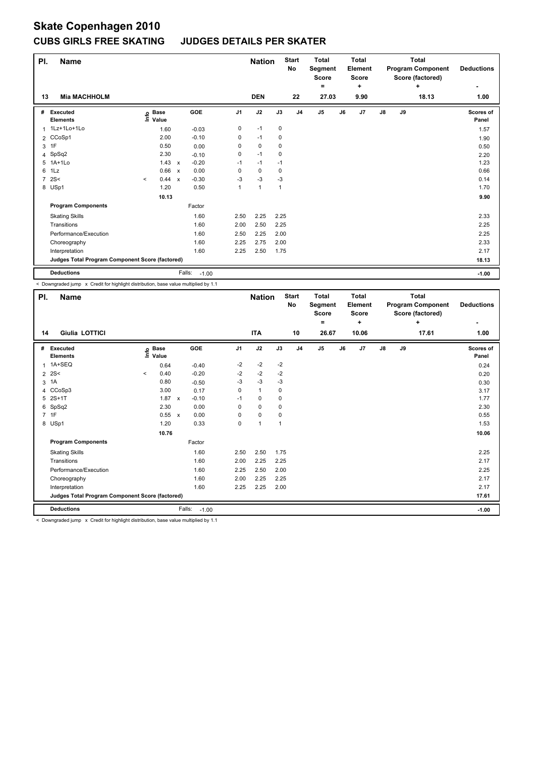# Skate Copenhagen 2010

## CUBS GIRLS FREE SKATING JUDGES DETAILS PER SKATER

| Pl. | Name | Nation | Start No | Total Segment Score = | Total Element Score + | Total Program Component Score (factored) + | Deductions - |
|---|---|---|---|---|---|---|---|
| 13 | Mia MACHHOLM | DEN | 22 | 27.03 | 9.90 | 18.13 | 1.00 |

| # | Executed Elements | Info | Base Value | | GOE | J1 | J2 | J3 | J4 | J5 | J6 | J7 | J8 | J9 | Scores of Panel |
|---|---|---|---|---|---|---|---|---|---|---|---|---|---|---|---|
| 1 | 1Lz+1Lo+1Lo | | 1.60 | | -0.03 | 0 | -1 | 0 | | | | | | | 1.57 |
| 2 | CCoSp1 | | 2.00 | | -0.10 | 0 | -1 | 0 | | | | | | | 1.90 |
| 3 | 1F | | 0.50 | | 0.00 | 0 | 0 | 0 | | | | | | | 0.50 |
| 4 | SpSq2 | | 2.30 | | -0.10 | 0 | -1 | 0 | | | | | | | 2.20 |
| 5 | 1A+1Lo | | 1.43 | x | -0.20 | -1 | -1 | -1 | | | | | | | 1.23 |
| 6 | 1Lz | | 0.66 | x | 0.00 | 0 | 0 | 0 | | | | | | | 0.66 |
| 7 | 2S< | < | 0.44 | x | -0.30 | -3 | -3 | -3 | | | | | | | 0.14 |
| 8 | USp1 | | 1.20 | | 0.50 | 1 | 1 | 1 | | | | | | | 1.70 |
| | | | 10.13 | | | | | | | | | | | | 9.90 |
| | **Program Components** | | | | Factor | | | | | | | | | | |
| | Skating Skills | | | | 1.60 | 2.50 | 2.25 | 2.25 | | | | | | | 2.33 |
| | Transitions | | | | 1.60 | 2.00 | 2.50 | 2.25 | | | | | | | 2.25 |
| | Performance/Execution | | | | 1.60 | 2.50 | 2.25 | 2.00 | | | | | | | 2.25 |
| | Choreography | | | | 1.60 | 2.25 | 2.75 | 2.00 | | | | | | | 2.33 |
| | Interpretation | | | | 1.60 | 2.25 | 2.50 | 1.75 | | | | | | | 2.17 |
| | **Judges Total Program Component Score (factored)** | | | | | | | | | | | | | | 18.13 |
| | **Deductions** | | | | Falls: -1.00 | | | | | | | | | | -1.00 |

< Downgraded jump x Credit for highlight distribution, base value multiplied by 1.1

| Pl. | Name | Nation | Start No | Total Segment Score = | Total Element Score + | Total Program Component Score (factored) + | Deductions - |
|---|---|---|---|---|---|---|---|
| 14 | Giulia LOTTICI | ITA | 10 | 26.67 | 10.06 | 17.61 | 1.00 |

| # | Executed Elements | Info | Base Value | | GOE | J1 | J2 | J3 | J4 | J5 | J6 | J7 | J8 | J9 | Scores of Panel |
|---|---|---|---|---|---|---|---|---|---|---|---|---|---|---|---|
| 1 | 1A+SEQ | | 0.64 | | -0.40 | -2 | -2 | -2 | | | | | | | 0.24 |
| 2 | 2S< | < | 0.40 | | -0.20 | -2 | -2 | -2 | | | | | | | 0.20 |
| 3 | 1A | | 0.80 | | -0.50 | -3 | -3 | -3 | | | | | | | 0.30 |
| 4 | CCoSp3 | | 3.00 | | 0.17 | 0 | 1 | 0 | | | | | | | 3.17 |
| 5 | 2S+1T | | 1.87 | x | -0.10 | -1 | 0 | 0 | | | | | | | 1.77 |
| 6 | SpSq2 | | 2.30 | | 0.00 | 0 | 0 | 0 | | | | | | | 2.30 |
| 7 | 1F | | 0.55 | x | 0.00 | 0 | 0 | 0 | | | | | | | 0.55 |
| 8 | USp1 | | 1.20 | | 0.33 | 0 | 1 | 1 | | | | | | | 1.53 |
| | | | 10.76 | | | | | | | | | | | | 10.06 |
| | **Program Components** | | | | Factor | | | | | | | | | | |
| | Skating Skills | | | | 1.60 | 2.50 | 2.50 | 1.75 | | | | | | | 2.25 |
| | Transitions | | | | 1.60 | 2.00 | 2.25 | 2.25 | | | | | | | 2.17 |
| | Performance/Execution | | | | 1.60 | 2.25 | 2.50 | 2.00 | | | | | | | 2.25 |
| | Choreography | | | | 1.60 | 2.00 | 2.25 | 2.25 | | | | | | | 2.17 |
| | Interpretation | | | | 1.60 | 2.25 | 2.25 | 2.00 | | | | | | | 2.17 |
| | **Judges Total Program Component Score (factored)** | | | | | | | | | | | | | | 17.61 |
| | **Deductions** | | | | Falls: -1.00 | | | | | | | | | | -1.00 |

< Downgraded jump x Credit for highlight distribution, base value multiplied by 1.1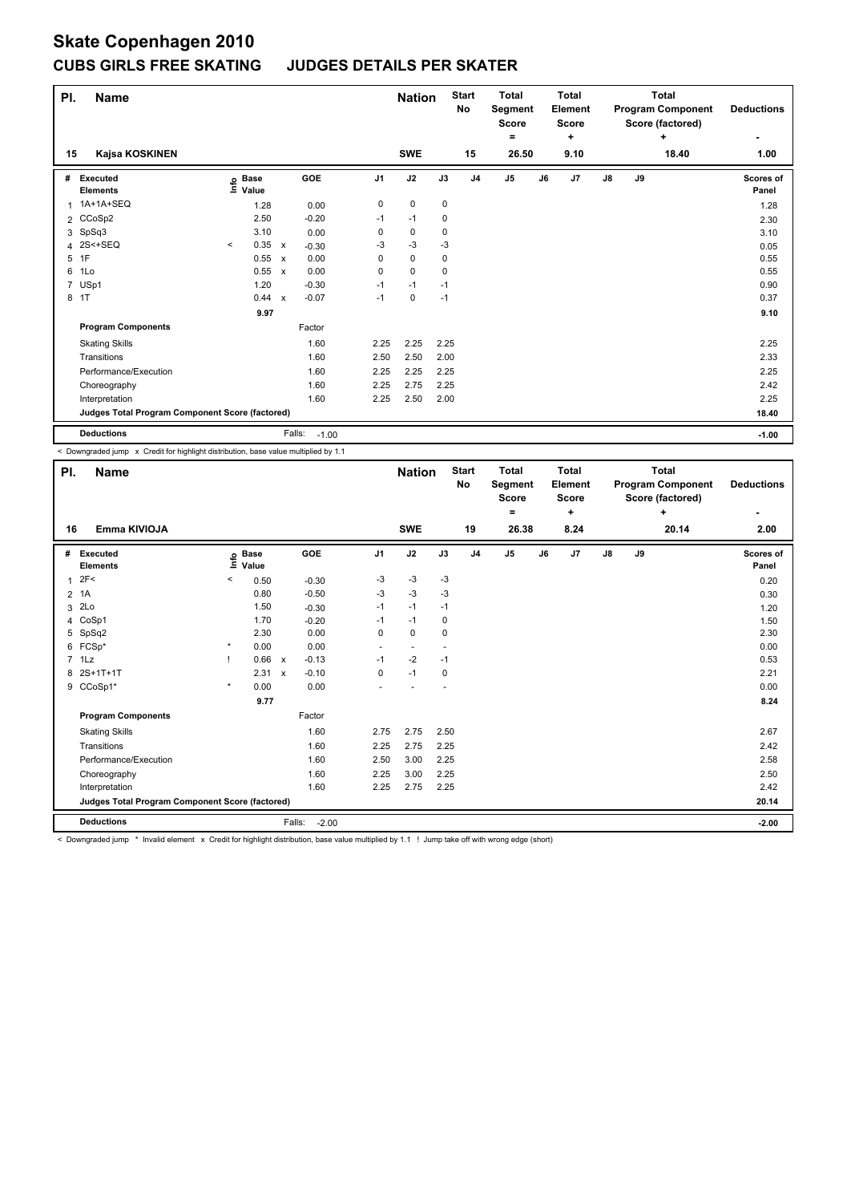# Skate Copenhagen 2010

## CUBS GIRLS FREE SKATING JUDGES DETAILS PER SKATER

| Pl. | Name | Nation | Start No | Total Segment Score = | Total Element Score + | Total Program Component Score (factored) + | Deductions - |
|---|---|---|---|---|---|---|---|
| 15 | Kajsa KOSKINEN | SWE | 15 | 26.50 | 9.10 | 18.40 | 1.00 |

| # | Executed Elements | Info | Base Value | | GOE | J1 | J2 | J3 | J4 | J5 | J6 | J7 | J8 | J9 | Scores of Panel |
|---|---|---|---|---|---|---|---|---|---|---|---|---|---|---|---|
| 1 | 1A+1A+SEQ | | 1.28 | | 0.00 | 0 | 0 | 0 | | | | | | | 1.28 |
| 2 | CCoSp2 | | 2.50 | | -0.20 | -1 | -1 | 0 | | | | | | | 2.30 |
| 3 | SpSq3 | | 3.10 | | 0.00 | 0 | 0 | 0 | | | | | | | 3.10 |
| 4 | 2S<+SEQ | < | 0.35 | x | -0.30 | -3 | -3 | -3 | | | | | | | 0.05 |
| 5 | 1F | | 0.55 | x | 0.00 | 0 | 0 | 0 | | | | | | | 0.55 |
| 6 | 1Lo | | 0.55 | x | 0.00 | 0 | 0 | 0 | | | | | | | 0.55 |
| 7 | USp1 | | 1.20 | | -0.30 | -1 | -1 | -1 | | | | | | | 0.90 |
| 8 | 1T | | 0.44 | x | -0.07 | -1 | 0 | -1 | | | | | | | 0.37 |
| | | | 9.97 | | | | | | | | | | | | 9.10 |
| | **Program Components** | | | | Factor | | | | | | | | | | |
| | Skating Skills | | | | 1.60 | 2.25 | 2.25 | 2.25 | | | | | | | 2.25 |
| | Transitions | | | | 1.60 | 2.50 | 2.50 | 2.00 | | | | | | | 2.33 |
| | Performance/Execution | | | | 1.60 | 2.25 | 2.25 | 2.25 | | | | | | | 2.25 |
| | Choreography | | | | 1.60 | 2.25 | 2.75 | 2.25 | | | | | | | 2.42 |
| | Interpretation | | | | 1.60 | 2.25 | 2.50 | 2.00 | | | | | | | 2.25 |
| | **Judges Total Program Component Score (factored)** | | | | | | | | | | | | | | 18.40 |
| | **Deductions** | | | | Falls: -1.00 | | | | | | | | | | -1.00 |

< Downgraded jump x Credit for highlight distribution, base value multiplied by 1.1

| Pl. | Name | Nation | Start No | Total Segment Score = | Total Element Score + | Total Program Component Score (factored) + | Deductions - |
|---|---|---|---|---|---|---|---|
| 16 | Emma KIVIOJA | SWE | 19 | 26.38 | 8.24 | 20.14 | 2.00 |

| # | Executed Elements | Info | Base Value | | GOE | J1 | J2 | J3 | J4 | J5 | J6 | J7 | J8 | J9 | Scores of Panel |
|---|---|---|---|---|---|---|---|---|---|---|---|---|---|---|---|
| 1 | 2F< | < | 0.50 | | -0.30 | -3 | -3 | -3 | | | | | | | 0.20 |
| 2 | 1A | | 0.80 | | -0.50 | -3 | -3 | -3 | | | | | | | 0.30 |
| 3 | 2Lo | | 1.50 | | -0.30 | -1 | -1 | -1 | | | | | | | 1.20 |
| 4 | CoSp1 | | 1.70 | | -0.20 | -1 | -1 | 0 | | | | | | | 1.50 |
| 5 | SpSq2 | | 2.30 | | 0.00 | 0 | 0 | 0 | | | | | | | 2.30 |
| 6 | FCSp* | * | 0.00 | | 0.00 | - | - | - | | | | | | | 0.00 |
| 7 | 1Lz | ! | 0.66 | x | -0.13 | -1 | -2 | -1 | | | | | | | 0.53 |
| 8 | 2S+1T+1T | | 2.31 | x | -0.10 | 0 | -1 | 0 | | | | | | | 2.21 |
| 9 | CCoSp1* | * | 0.00 | | 0.00 | - | - | - | | | | | | | 0.00 |
| | | | 9.77 | | | | | | | | | | | | 8.24 |
| | **Program Components** | | | | Factor | | | | | | | | | | |
| | Skating Skills | | | | 1.60 | 2.75 | 2.75 | 2.50 | | | | | | | 2.67 |
| | Transitions | | | | 1.60 | 2.25 | 2.75 | 2.25 | | | | | | | 2.42 |
| | Performance/Execution | | | | 1.60 | 2.50 | 3.00 | 2.25 | | | | | | | 2.58 |
| | Choreography | | | | 1.60 | 2.25 | 3.00 | 2.25 | | | | | | | 2.50 |
| | Interpretation | | | | 1.60 | 2.25 | 2.75 | 2.25 | | | | | | | 2.42 |
| | **Judges Total Program Component Score (factored)** | | | | | | | | | | | | | | 20.14 |
| | **Deductions** | | | | Falls: -2.00 | | | | | | | | | | -2.00 |

< Downgraded jump * Invalid element x Credit for highlight distribution, base value multiplied by 1.1 ! Jump take off with wrong edge (short)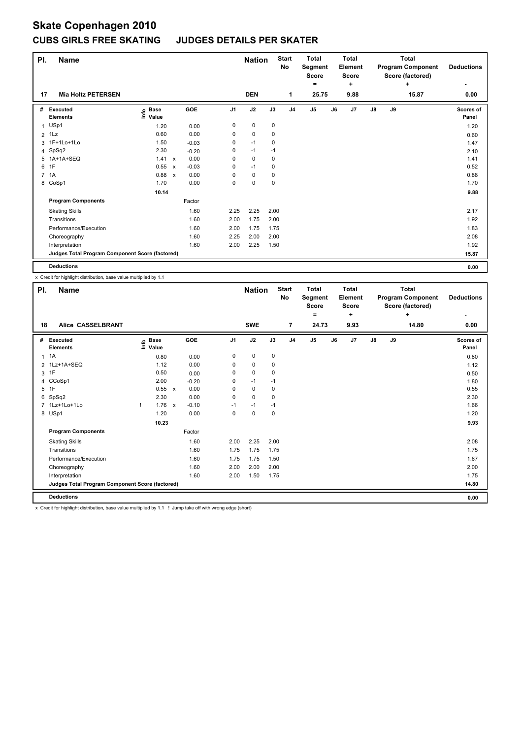# Skate Copenhagen 2010

## CUBS GIRLS FREE SKATING JUDGES DETAILS PER SKATER

| Pl. | Name | Nation | Start No | Total Segment Score = | Total Element Score + | Total Program Component Score (factored) + | Deductions - |
|---|---|---|---|---|---|---|---|
| 17 | Mia Holtz PETERSEN | DEN | 1 | 25.75 | 9.88 | 15.87 | 0.00 |

| # | Executed Elements | Info | Base Value | | GOE | J1 | J2 | J3 | J4 | J5 | J6 | J7 | J8 | J9 | Scores of Panel |
|---|---|---|---|---|---|---|---|---|---|---|---|---|---|---|---|
| 1 | USp1 | | 1.20 | | 0.00 | 0 | 0 | 0 | | | | | | | 1.20 |
| 2 | 1Lz | | 0.60 | | 0.00 | 0 | 0 | 0 | | | | | | | 0.60 |
| 3 | 1F+1Lo+1Lo | | 1.50 | | -0.03 | 0 | -1 | 0 | | | | | | | 1.47 |
| 4 | SpSq2 | | 2.30 | | -0.20 | 0 | -1 | -1 | | | | | | | 2.10 |
| 5 | 1A+1A+SEQ | | 1.41 | x | 0.00 | 0 | 0 | 0 | | | | | | | 1.41 |
| 6 | 1F | | 0.55 | x | -0.03 | 0 | -1 | 0 | | | | | | | 0.52 |
| 7 | 1A | | 0.88 | x | 0.00 | 0 | 0 | 0 | | | | | | | 0.88 |
| 8 | CoSp1 | | 1.70 | | 0.00 | 0 | 0 | 0 | | | | | | | 1.70 |
| | | | 10.14 | | | | | | | | | | | | 9.88 |
| | **Program Components** | | | | Factor | | | | | | | | | | |
| | Skating Skills | | | | 1.60 | 2.25 | 2.25 | 2.00 | | | | | | | 2.17 |
| | Transitions | | | | 1.60 | 2.00 | 1.75 | 2.00 | | | | | | | 1.92 |
| | Performance/Execution | | | | 1.60 | 2.00 | 1.75 | 1.75 | | | | | | | 1.83 |
| | Choreography | | | | 1.60 | 2.25 | 2.00 | 2.00 | | | | | | | 2.08 |
| | Interpretation | | | | 1.60 | 2.00 | 2.25 | 1.50 | | | | | | | 1.92 |
| | **Judges Total Program Component Score (factored)** | | | | | | | | | | | | | | 15.87 |
| | **Deductions** | | | | | | | | | | | | | | 0.00 |

x Credit for highlight distribution, base value multiplied by 1.1

| Pl. | Name | Nation | Start No | Total Segment Score = | Total Element Score + | Total Program Component Score (factored) + | Deductions - |
|---|---|---|---|---|---|---|---|
| 18 | Alice CASSELBRANT | SWE | 7 | 24.73 | 9.93 | 14.80 | 0.00 |

| # | Executed Elements | Info | Base Value | | GOE | J1 | J2 | J3 | J4 | J5 | J6 | J7 | J8 | J9 | Scores of Panel |
|---|---|---|---|---|---|---|---|---|---|---|---|---|---|---|---|
| 1 | 1A | | 0.80 | | 0.00 | 0 | 0 | 0 | | | | | | | 0.80 |
| 2 | 1Lz+1A+SEQ | | 1.12 | | 0.00 | 0 | 0 | 0 | | | | | | | 1.12 |
| 3 | 1F | | 0.50 | | 0.00 | 0 | 0 | 0 | | | | | | | 0.50 |
| 4 | CCoSp1 | | 2.00 | | -0.20 | 0 | -1 | -1 | | | | | | | 1.80 |
| 5 | 1F | | 0.55 | x | 0.00 | 0 | 0 | 0 | | | | | | | 0.55 |
| 6 | SpSq2 | | 2.30 | | 0.00 | 0 | 0 | 0 | | | | | | | 2.30 |
| 7 | 1Lz+1Lo+1Lo | ! | 1.76 | x | -0.10 | -1 | -1 | -1 | | | | | | | 1.66 |
| 8 | USp1 | | 1.20 | | 0.00 | 0 | 0 | 0 | | | | | | | 1.20 |
| | | | 10.23 | | | | | | | | | | | | 9.93 |
| | **Program Components** | | | | Factor | | | | | | | | | | |
| | Skating Skills | | | | 1.60 | 2.00 | 2.25 | 2.00 | | | | | | | 2.08 |
| | Transitions | | | | 1.60 | 1.75 | 1.75 | 1.75 | | | | | | | 1.75 |
| | Performance/Execution | | | | 1.60 | 1.75 | 1.75 | 1.50 | | | | | | | 1.67 |
| | Choreography | | | | 1.60 | 2.00 | 2.00 | 2.00 | | | | | | | 2.00 |
| | Interpretation | | | | 1.60 | 2.00 | 1.50 | 1.75 | | | | | | | 1.75 |
| | **Judges Total Program Component Score (factored)** | | | | | | | | | | | | | | 14.80 |
| | **Deductions** | | | | | | | | | | | | | | 0.00 |

x Credit for highlight distribution, base value multiplied by 1.1 ! Jump take off with wrong edge (short)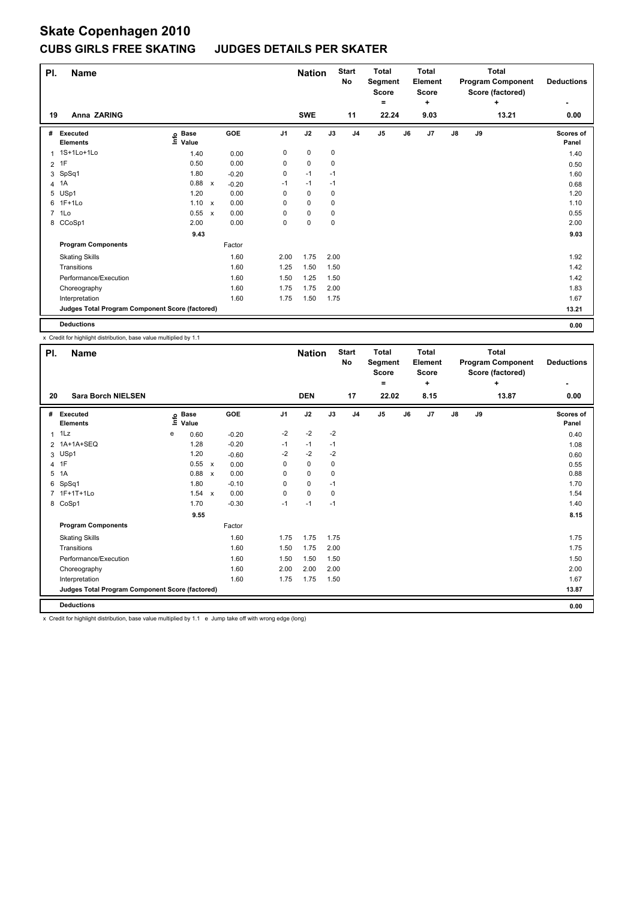# Skate Copenhagen 2010

## CUBS GIRLS FREE SKATING JUDGES DETAILS PER SKATER

| Pl. | Name | Nation | Start No | Total Segment Score = | Total Element Score + | Total Program Component Score (factored) + | Deductions - |
|---|---|---|---|---|---|---|---|
| 19 | Anna ZARING | SWE | 11 | 22.24 | 9.03 | 13.21 | 0.00 |

| # | Executed Elements | Info | Base Value | | GOE | J1 | J2 | J3 | J4 | J5 | J6 | J7 | J8 | J9 | Scores of Panel |
|---|---|---|---|---|---|---|---|---|---|---|---|---|---|---|---|
| 1 | 1S+1Lo+1Lo | | 1.40 | | 0.00 | 0 | 0 | 0 | | | | | | | 1.40 |
| 2 | 1F | | 0.50 | | 0.00 | 0 | 0 | 0 | | | | | | | 0.50 |
| 3 | SpSq1 | | 1.80 | | -0.20 | 0 | -1 | -1 | | | | | | | 1.60 |
| 4 | 1A | | 0.88 | x | -0.20 | -1 | -1 | -1 | | | | | | | 0.68 |
| 5 | USp1 | | 1.20 | | 0.00 | 0 | 0 | 0 | | | | | | | 1.20 |
| 6 | 1F+1Lo | | 1.10 | x | 0.00 | 0 | 0 | 0 | | | | | | | 1.10 |
| 7 | 1Lo | | 0.55 | x | 0.00 | 0 | 0 | 0 | | | | | | | 0.55 |
| 8 | CCoSp1 | | 2.00 | | 0.00 | 0 | 0 | 0 | | | | | | | 2.00 |
| | | | 9.43 | | | | | | | | | | | | 9.03 |
| | **Program Components** | | | | Factor | | | | | | | | | | |
| | Skating Skills | | | | 1.60 | 2.00 | 1.75 | 2.00 | | | | | | | 1.92 |
| | Transitions | | | | 1.60 | 1.25 | 1.50 | 1.50 | | | | | | | 1.42 |
| | Performance/Execution | | | | 1.60 | 1.50 | 1.25 | 1.50 | | | | | | | 1.42 |
| | Choreography | | | | 1.60 | 1.75 | 1.75 | 2.00 | | | | | | | 1.83 |
| | Interpretation | | | | 1.60 | 1.75 | 1.50 | 1.75 | | | | | | | 1.67 |
| | **Judges Total Program Component Score (factored)** | | | | | | | | | | | | | | 13.21 |
| | **Deductions** | | | | | | | | | | | | | | 0.00 |

x Credit for highlight distribution, base value multiplied by 1.1

| Pl. | Name | Nation | Start No | Total Segment Score = | Total Element Score + | Total Program Component Score (factored) + | Deductions - |
|---|---|---|---|---|---|---|---|
| 20 | Sara Borch NIELSEN | DEN | 17 | 22.02 | 8.15 | 13.87 | 0.00 |

| # | Executed Elements | Info | Base Value | | GOE | J1 | J2 | J3 | J4 | J5 | J6 | J7 | J8 | J9 | Scores of Panel |
|---|---|---|---|---|---|---|---|---|---|---|---|---|---|---|---|
| 1 | 1Lz | e | 0.60 | | -0.20 | -2 | -2 | -2 | | | | | | | 0.40 |
| 2 | 1A+1A+SEQ | | 1.28 | | -0.20 | -1 | -1 | -1 | | | | | | | 1.08 |
| 3 | USp1 | | 1.20 | | -0.60 | -2 | -2 | -2 | | | | | | | 0.60 |
| 4 | 1F | | 0.55 | x | 0.00 | 0 | 0 | 0 | | | | | | | 0.55 |
| 5 | 1A | | 0.88 | x | 0.00 | 0 | 0 | 0 | | | | | | | 0.88 |
| 6 | SpSq1 | | 1.80 | | -0.10 | 0 | 0 | -1 | | | | | | | 1.70 |
| 7 | 1F+1T+1Lo | | 1.54 | x | 0.00 | 0 | 0 | 0 | | | | | | | 1.54 |
| 8 | CoSp1 | | 1.70 | | -0.30 | -1 | -1 | -1 | | | | | | | 1.40 |
| | | | 9.55 | | | | | | | | | | | | 8.15 |
| | **Program Components** | | | | Factor | | | | | | | | | | |
| | Skating Skills | | | | 1.60 | 1.75 | 1.75 | 1.75 | | | | | | | 1.75 |
| | Transitions | | | | 1.60 | 1.50 | 1.75 | 2.00 | | | | | | | 1.75 |
| | Performance/Execution | | | | 1.60 | 1.50 | 1.50 | 1.50 | | | | | | | 1.50 |
| | Choreography | | | | 1.60 | 2.00 | 2.00 | 2.00 | | | | | | | 2.00 |
| | Interpretation | | | | 1.60 | 1.75 | 1.75 | 1.50 | | | | | | | 1.67 |
| | **Judges Total Program Component Score (factored)** | | | | | | | | | | | | | | 13.87 |
| | **Deductions** | | | | | | | | | | | | | | 0.00 |

x Credit for highlight distribution, base value multiplied by 1.1 e Jump take off with wrong edge (long)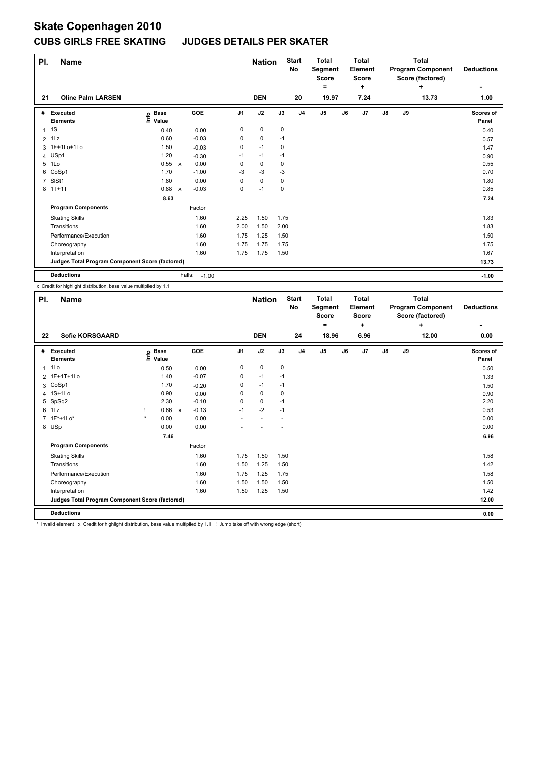# Skate Copenhagen 2010

## CUBS GIRLS FREE SKATING JUDGES DETAILS PER SKATER

| Pl. | Name | Nation | Start No | Total Segment Score = | Total Element Score + | Total Program Component Score (factored) + | Deductions - |
|---|---|---|---|---|---|---|---|
| 21 | Oline Palm LARSEN | DEN | 20 | 19.97 | 7.24 | 13.73 | 1.00 |

| # | Executed Elements | Info | Base Value | | GOE | J1 | J2 | J3 | J4 | J5 | J6 | J7 | J8 | J9 | Scores of Panel |
|---|---|---|---|---|---|---|---|---|---|---|---|---|---|---|---|
| 1 | 1S | | 0.40 | | 0.00 | 0 | 0 | 0 | | | | | | | 0.40 |
| 2 | 1Lz | | 0.60 | | -0.03 | 0 | 0 | -1 | | | | | | | 0.57 |
| 3 | 1F+1Lo+1Lo | | 1.50 | | -0.03 | 0 | -1 | 0 | | | | | | | 1.47 |
| 4 | USp1 | | 1.20 | | -0.30 | -1 | -1 | -1 | | | | | | | 0.90 |
| 5 | 1Lo | | 0.55 | x | 0.00 | 0 | 0 | 0 | | | | | | | 0.55 |
| 6 | CoSp1 | | 1.70 | | -1.00 | -3 | -3 | -3 | | | | | | | 0.70 |
| 7 | SlSt1 | | 1.80 | | 0.00 | 0 | 0 | 0 | | | | | | | 1.80 |
| 8 | 1T+1T | | 0.88 | x | -0.03 | 0 | -1 | 0 | | | | | | | 0.85 |
| | | | 8.63 | | | | | | | | | | | | 7.24 |
| | **Program Components** | | | | Factor | | | | | | | | | | |
| | Skating Skills | | | | 1.60 | 2.25 | 1.50 | 1.75 | | | | | | | 1.83 |
| | Transitions | | | | 1.60 | 2.00 | 1.50 | 2.00 | | | | | | | 1.83 |
| | Performance/Execution | | | | 1.60 | 1.75 | 1.25 | 1.50 | | | | | | | 1.50 |
| | Choreography | | | | 1.60 | 1.75 | 1.75 | 1.75 | | | | | | | 1.75 |
| | Interpretation | | | | 1.60 | 1.75 | 1.75 | 1.50 | | | | | | | 1.67 |
| | **Judges Total Program Component Score (factored)** | | | | | | | | | | | | | | 13.73 |
| | **Deductions** | | | | Falls: -1.00 | | | | | | | | | | -1.00 |

x Credit for highlight distribution, base value multiplied by 1.1

| Pl. | Name | Nation | Start No | Total Segment Score = | Total Element Score + | Total Program Component Score (factored) + | Deductions - |
|---|---|---|---|---|---|---|---|
| 22 | Sofie KORSGAARD | DEN | 24 | 18.96 | 6.96 | 12.00 | 0.00 |

| # | Executed Elements | Info | Base Value | | GOE | J1 | J2 | J3 | J4 | J5 | J6 | J7 | J8 | J9 | Scores of Panel |
|---|---|---|---|---|---|---|---|---|---|---|---|---|---|---|---|
| 1 | 1Lo | | 0.50 | | 0.00 | 0 | 0 | 0 | | | | | | | 0.50 |
| 2 | 1F+1T+1Lo | | 1.40 | | -0.07 | 0 | -1 | -1 | | | | | | | 1.33 |
| 3 | CoSp1 | | 1.70 | | -0.20 | 0 | -1 | -1 | | | | | | | 1.50 |
| 4 | 1S+1Lo | | 0.90 | | 0.00 | 0 | 0 | 0 | | | | | | | 0.90 |
| 5 | SpSq2 | | 2.30 | | -0.10 | 0 | 0 | -1 | | | | | | | 2.20 |
| 6 | 1Lz | ! | 0.66 | x | -0.13 | -1 | -2 | -1 | | | | | | | 0.53 |
| 7 | 1F*+1Lo* | * | 0.00 | | 0.00 | - | - | - | | | | | | | 0.00 |
| 8 | USp | | 0.00 | | 0.00 | - | - | - | | | | | | | 0.00 |
| | | | 7.46 | | | | | | | | | | | | 6.96 |
| | **Program Components** | | | | Factor | | | | | | | | | | |
| | Skating Skills | | | | 1.60 | 1.75 | 1.50 | 1.50 | | | | | | | 1.58 |
| | Transitions | | | | 1.60 | 1.50 | 1.25 | 1.50 | | | | | | | 1.42 |
| | Performance/Execution | | | | 1.60 | 1.75 | 1.25 | 1.75 | | | | | | | 1.58 |
| | Choreography | | | | 1.60 | 1.50 | 1.50 | 1.50 | | | | | | | 1.50 |
| | Interpretation | | | | 1.60 | 1.50 | 1.25 | 1.50 | | | | | | | 1.42 |
| | **Judges Total Program Component Score (factored)** | | | | | | | | | | | | | | 12.00 |
| | **Deductions** | | | | | | | | | | | | | | 0.00 |

* Invalid element x Credit for highlight distribution, base value multiplied by 1.1 ! Jump take off with wrong edge (short)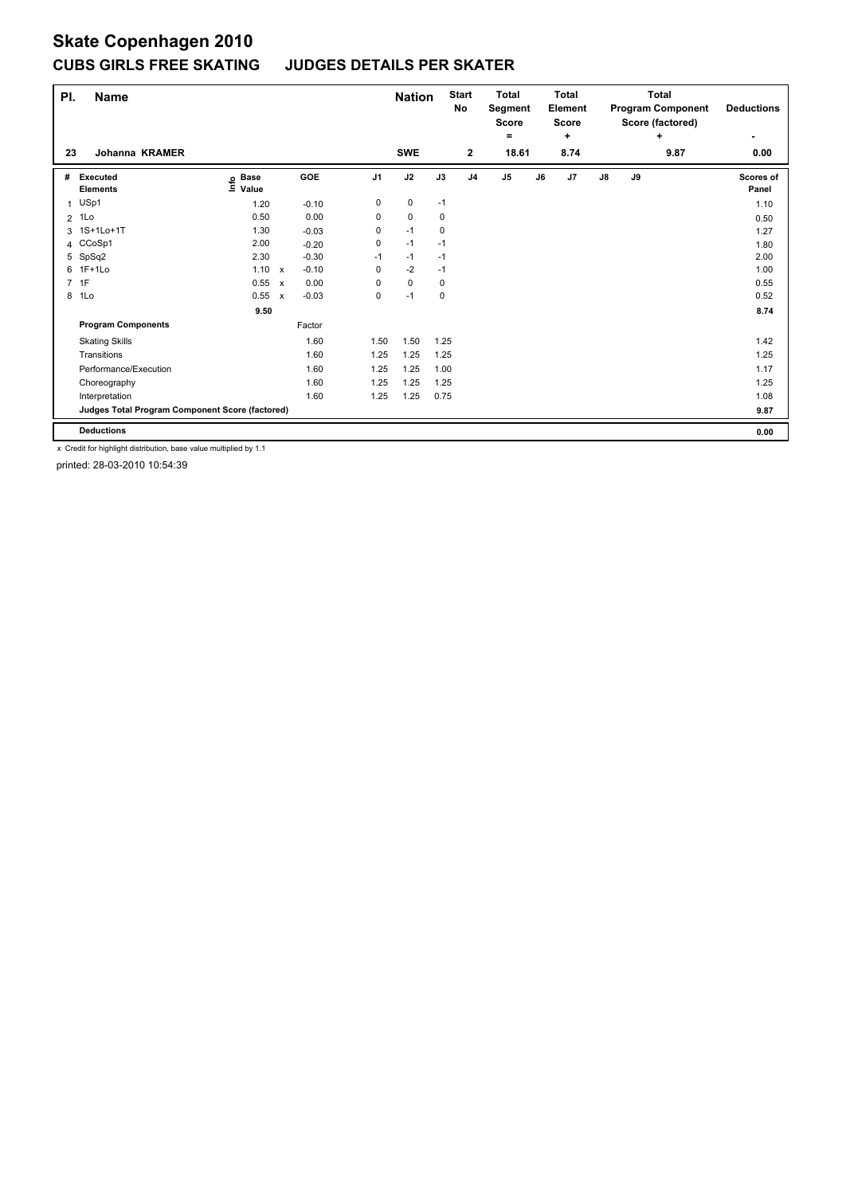# Skate Copenhagen 2010

## CUBS GIRLS FREE SKATING JUDGES DETAILS PER SKATER

| Pl. | Name | Nation | Start No | Total Segment Score = | Total Element Score + | Total Program Component Score (factored) + | Deductions - |
|---|---|---|---|---|---|---|---|
| 23 | Johanna KRAMER | SWE | 2 | 18.61 | 8.74 | 9.87 | 0.00 |

| # | Executed Elements | Info | Base Value | | GOE | J1 | J2 | J3 | J4 | J5 | J6 | J7 | J8 | J9 | Scores of Panel |
|---|---|---|---|---|---|---|---|---|---|---|---|---|---|---|---|
| 1 | USp1 | | 1.20 | | -0.10 | 0 | 0 | -1 | | | | | | | 1.10 |
| 2 | 1Lo | | 0.50 | | 0.00 | 0 | 0 | 0 | | | | | | | 0.50 |
| 3 | 1S+1Lo+1T | | 1.30 | | -0.03 | 0 | -1 | 0 | | | | | | | 1.27 |
| 4 | CCoSp1 | | 2.00 | | -0.20 | 0 | -1 | -1 | | | | | | | 1.80 |
| 5 | SpSq2 | | 2.30 | | -0.30 | -1 | -1 | -1 | | | | | | | 2.00 |
| 6 | 1F+1Lo | | 1.10 | x | -0.10 | 0 | -2 | -1 | | | | | | | 1.00 |
| 7 | 1F | | 0.55 | x | 0.00 | 0 | 0 | 0 | | | | | | | 0.55 |
| 8 | 1Lo | | 0.55 | x | -0.03 | 0 | -1 | 0 | | | | | | | 0.52 |
| | | | 9.50 | | | | | | | | | | | | 8.74 |
| | **Program Components** | | | | Factor | | | | | | | | | | |
| | Skating Skills | | | | 1.60 | 1.50 | 1.50 | 1.25 | | | | | | | 1.42 |
| | Transitions | | | | 1.60 | 1.25 | 1.25 | 1.25 | | | | | | | 1.25 |
| | Performance/Execution | | | | 1.60 | 1.25 | 1.25 | 1.00 | | | | | | | 1.17 |
| | Choreography | | | | 1.60 | 1.25 | 1.25 | 1.25 | | | | | | | 1.25 |
| | Interpretation | | | | 1.60 | 1.25 | 1.25 | 0.75 | | | | | | | 1.08 |
| | **Judges Total Program Component Score (factored)** | | | | | | | | | | | | | | 9.87 |
| | **Deductions** | | | | | | | | | | | | | | 0.00 |

x Credit for highlight distribution, base value multiplied by 1.1

printed: 28-03-2010 10:54:39